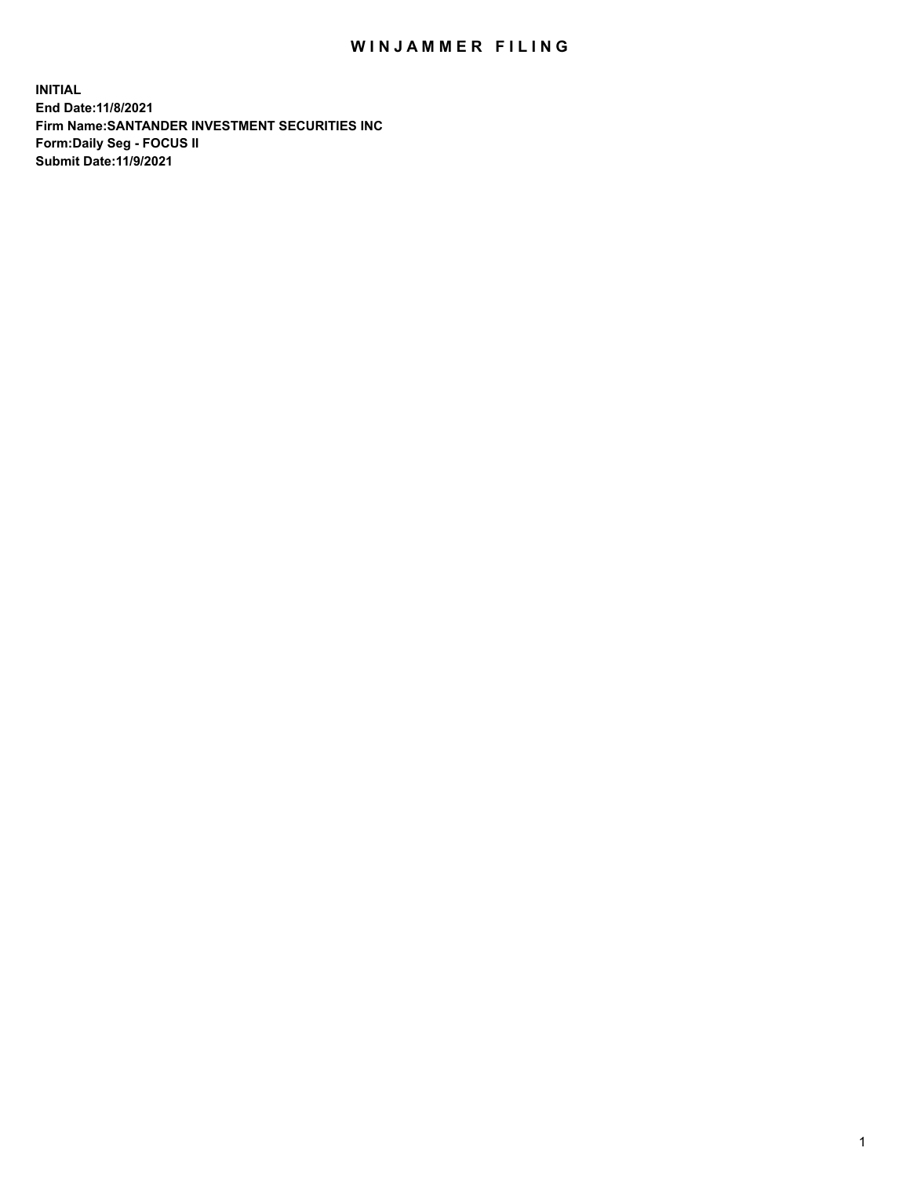# WINJAMMER FILING

**INITIAL**
**End Date:11/8/2021**
**Firm Name:SANTANDER INVESTMENT SECURITIES INC**
**Form:Daily Seg - FOCUS II**
**Submit Date:11/9/2021**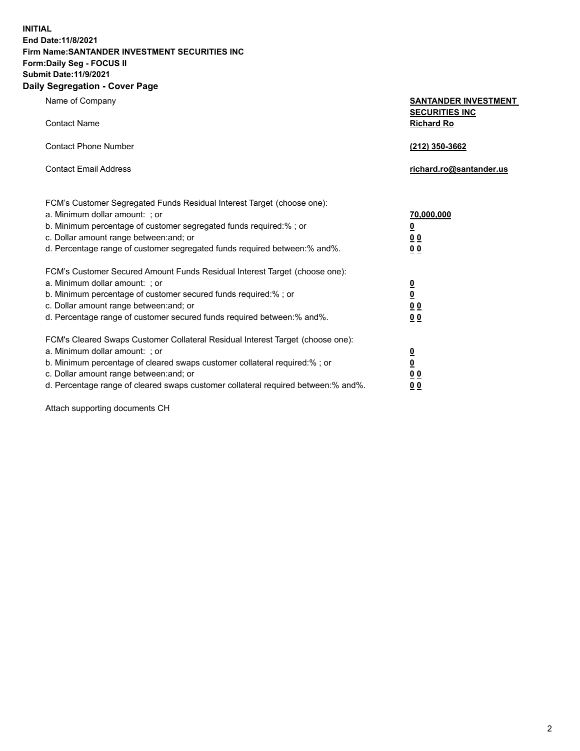**INITIAL**
**End Date:11/8/2021**
**Firm Name:SANTANDER INVESTMENT SECURITIES INC**
**Form:Daily Seg - FOCUS II**
**Submit Date:11/9/2021**

## Daily Segregation - Cover Page

| | |
|---|---|
| Name of Company | **SANTANDER INVESTMENT SECURITIES INC** |
| Contact Name | **Richard Ro** |
| Contact Phone Number | **(212) 350-3662** |
| Contact Email Address | **richard.ro@santander.us** |

| | |
|---|---|
| FCM's Customer Segregated Funds Residual Interest Target (choose one): | |
| a. Minimum dollar amount: ; or | **70,000,000** |
| b. Minimum percentage of customer segregated funds required:% ; or | **0** |
| c. Dollar amount range between:and; or | **0 0** |
| d. Percentage range of customer segregated funds required between:% and%. | **0 0** |
| FCM's Customer Secured Amount Funds Residual Interest Target (choose one): | |
| a. Minimum dollar amount: ; or | **0** |
| b. Minimum percentage of customer secured funds required:% ; or | **0** |
| c. Dollar amount range between:and; or | **0 0** |
| d. Percentage range of customer secured funds required between:% and%. | **0 0** |
| FCM's Cleared Swaps Customer Collateral Residual Interest Target (choose one): | |
| a. Minimum dollar amount: ; or | **0** |
| b. Minimum percentage of cleared swaps customer collateral required:% ; or | **0** |
| c. Dollar amount range between:and; or | **0 0** |
| d. Percentage range of cleared swaps customer collateral required between:% and%. | **0 0** |

Attach supporting documents CH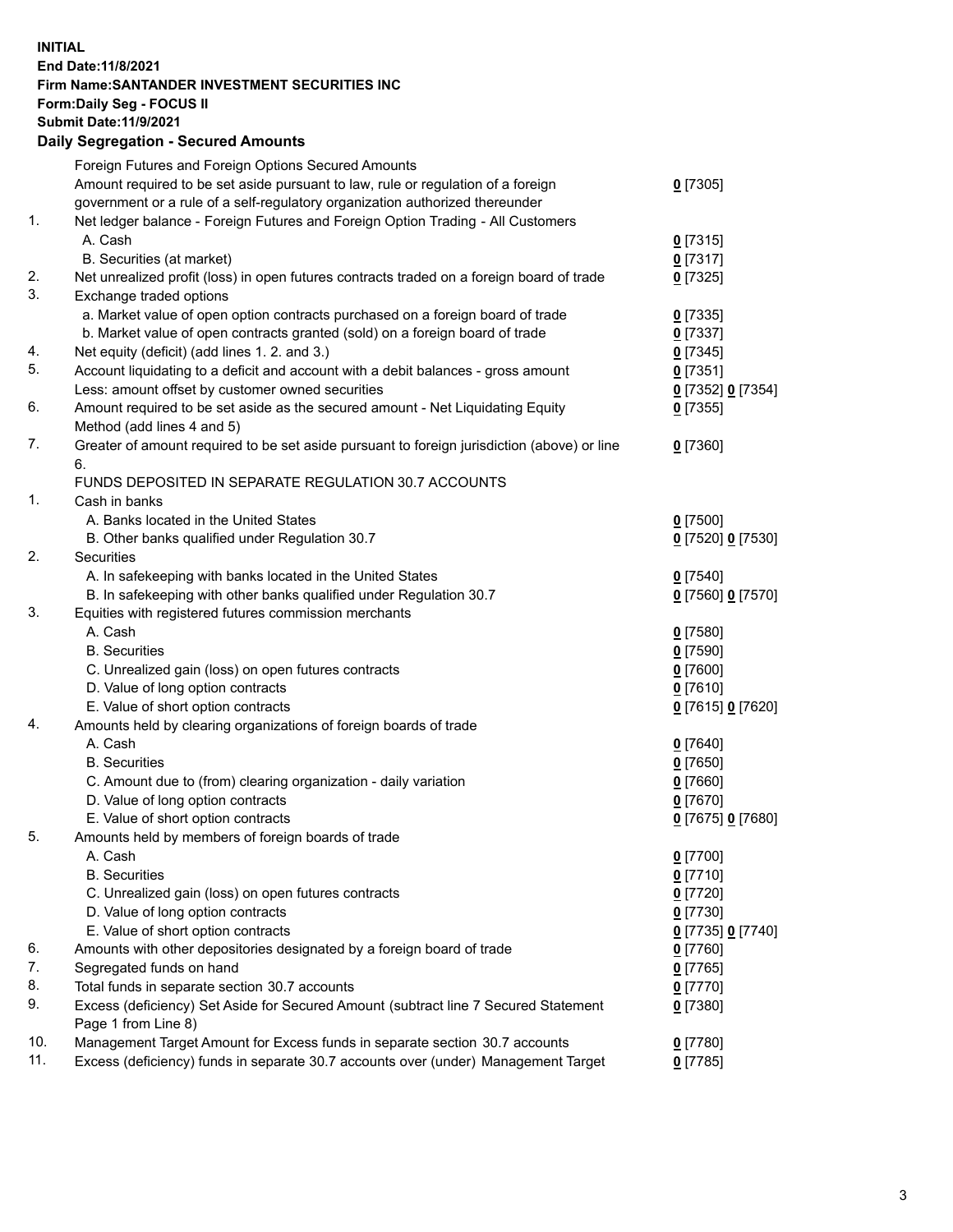**INITIAL**
**End Date:11/8/2021**
**Firm Name:SANTANDER INVESTMENT SECURITIES INC**
**Form:Daily Seg - FOCUS II**
**Submit Date:11/9/2021**

### Daily Segregation - Secured Amounts

| | | |
|---|---|---|
| | Foreign Futures and Foreign Options Secured Amounts | |
| | Amount required to be set aside pursuant to law, rule or regulation of a foreign government or a rule of a self-regulatory organization authorized thereunder | 0 [7305] |
| 1. | Net ledger balance - Foreign Futures and Foreign Option Trading - All Customers | |
| | A. Cash | 0 [7315] |
| | B. Securities (at market) | 0 [7317] |
| 2. | Net unrealized profit (loss) in open futures contracts traded on a foreign board of trade | 0 [7325] |
| 3. | Exchange traded options | |
| | a. Market value of open option contracts purchased on a foreign board of trade | 0 [7335] |
| | b. Market value of open contracts granted (sold) on a foreign board of trade | 0 [7337] |
| 4. | Net equity (deficit) (add lines 1. 2. and 3.) | 0 [7345] |
| 5. | Account liquidating to a deficit and account with a debit balances - gross amount | 0 [7351] |
| | Less: amount offset by customer owned securities | 0 [7352] 0 [7354] |
| 6. | Amount required to be set aside as the secured amount - Net Liquidating Equity Method (add lines 4 and 5) | 0 [7355] |
| 7. | Greater of amount required to be set aside pursuant to foreign jurisdiction (above) or line 6. | 0 [7360] |
| | FUNDS DEPOSITED IN SEPARATE REGULATION 30.7 ACCOUNTS | |
| 1. | Cash in banks | |
| | A. Banks located in the United States | 0 [7500] |
| | B. Other banks qualified under Regulation 30.7 | 0 [7520] 0 [7530] |
| 2. | Securities | |
| | A. In safekeeping with banks located in the United States | 0 [7540] |
| | B. In safekeeping with other banks qualified under Regulation 30.7 | 0 [7560] 0 [7570] |
| 3. | Equities with registered futures commission merchants | |
| | A. Cash | 0 [7580] |
| | B. Securities | 0 [7590] |
| | C. Unrealized gain (loss) on open futures contracts | 0 [7600] |
| | D. Value of long option contracts | 0 [7610] |
| | E. Value of short option contracts | 0 [7615] 0 [7620] |
| 4. | Amounts held by clearing organizations of foreign boards of trade | |
| | A. Cash | 0 [7640] |
| | B. Securities | 0 [7650] |
| | C. Amount due to (from) clearing organization - daily variation | 0 [7660] |
| | D. Value of long option contracts | 0 [7670] |
| | E. Value of short option contracts | 0 [7675] 0 [7680] |
| 5. | Amounts held by members of foreign boards of trade | |
| | A. Cash | 0 [7700] |
| | B. Securities | 0 [7710] |
| | C. Unrealized gain (loss) on open futures contracts | 0 [7720] |
| | D. Value of long option contracts | 0 [7730] |
| | E. Value of short option contracts | 0 [7735] 0 [7740] |
| 6. | Amounts with other depositories designated by a foreign board of trade | 0 [7760] |
| 7. | Segregated funds on hand | 0 [7765] |
| 8. | Total funds in separate section 30.7 accounts | 0 [7770] |
| 9. | Excess (deficiency) Set Aside for Secured Amount (subtract line 7 Secured Statement Page 1 from Line 8) | 0 [7380] |
| 10. | Management Target Amount for Excess funds in separate section 30.7 accounts | 0 [7780] |
| 11. | Excess (deficiency) funds in separate 30.7 accounts over (under) Management Target | 0 [7785] |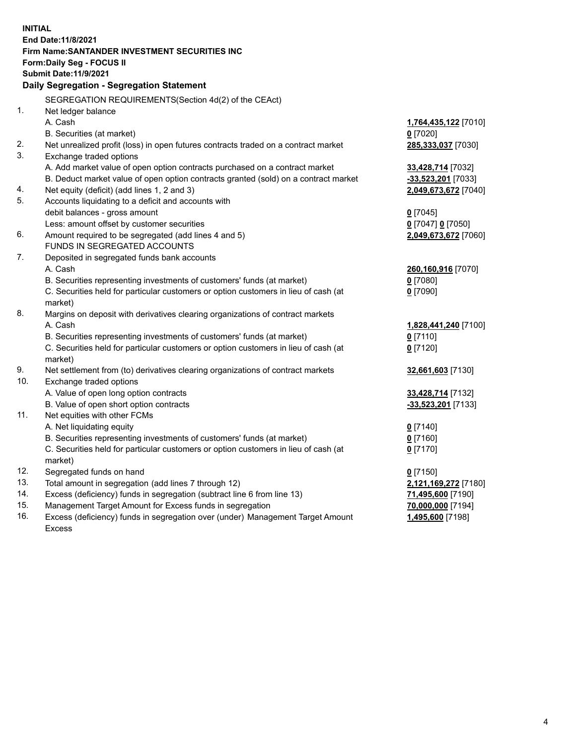**INITIAL**
**End Date:11/8/2021**
**Firm Name:SANTANDER INVESTMENT SECURITIES INC**
**Form:Daily Seg - FOCUS II**
**Submit Date:11/9/2021**

## Daily Segregation - Segregation Statement

SEGREGATION REQUIREMENTS(Section 4d(2) of the CEAct)

| | | |
|---|---|---|
| 1. | Net ledger balance | |
| | A. Cash | **1,764,435,122** [7010] |
| | B. Securities (at market) | **0** [7020] |
| 2. | Net unrealized profit (loss) in open futures contracts traded on a contract market | **285,333,037** [7030] |
| 3. | Exchange traded options | |
| | A. Add market value of open option contracts purchased on a contract market | **33,428,714** [7032] |
| | B. Deduct market value of open option contracts granted (sold) on a contract market | **-33,523,201** [7033] |
| 4. | Net equity (deficit) (add lines 1, 2 and 3) | **2,049,673,672** [7040] |
| 5. | Accounts liquidating to a deficit and accounts with debit balances - gross amount | **0** [7045] |
| | Less: amount offset by customer securities | **0** [7047] **0** [7050] |
| 6. | Amount required to be segregated (add lines 4 and 5) | **2,049,673,672** [7060] |
| | FUNDS IN SEGREGATED ACCOUNTS | |
| 7. | Deposited in segregated funds bank accounts | |
| | A. Cash | **260,160,916** [7070] |
| | B. Securities representing investments of customers' funds (at market) | **0** [7080] |
| | C. Securities held for particular customers or option customers in lieu of cash (at market) | **0** [7090] |
| 8. | Margins on deposit with derivatives clearing organizations of contract markets | |
| | A. Cash | **1,828,441,240** [7100] |
| | B. Securities representing investments of customers' funds (at market) | **0** [7110] |
| | C. Securities held for particular customers or option customers in lieu of cash (at market) | **0** [7120] |
| 9. | Net settlement from (to) derivatives clearing organizations of contract markets | **32,661,603** [7130] |
| 10. | Exchange traded options | |
| | A. Value of open long option contracts | **33,428,714** [7132] |
| | B. Value of open short option contracts | **-33,523,201** [7133] |
| 11. | Net equities with other FCMs | |
| | A. Net liquidating equity | **0** [7140] |
| | B. Securities representing investments of customers' funds (at market) | **0** [7160] |
| | C. Securities held for particular customers or option customers in lieu of cash (at market) | **0** [7170] |
| 12. | Segregated funds on hand | **0** [7150] |
| 13. | Total amount in segregation (add lines 7 through 12) | **2,121,169,272** [7180] |
| 14. | Excess (deficiency) funds in segregation (subtract line 6 from line 13) | **71,495,600** [7190] |
| 15. | Management Target Amount for Excess funds in segregation | **70,000,000** [7194] |
| 16. | Excess (deficiency) funds in segregation over (under) Management Target Amount Excess | **1,495,600** [7198] |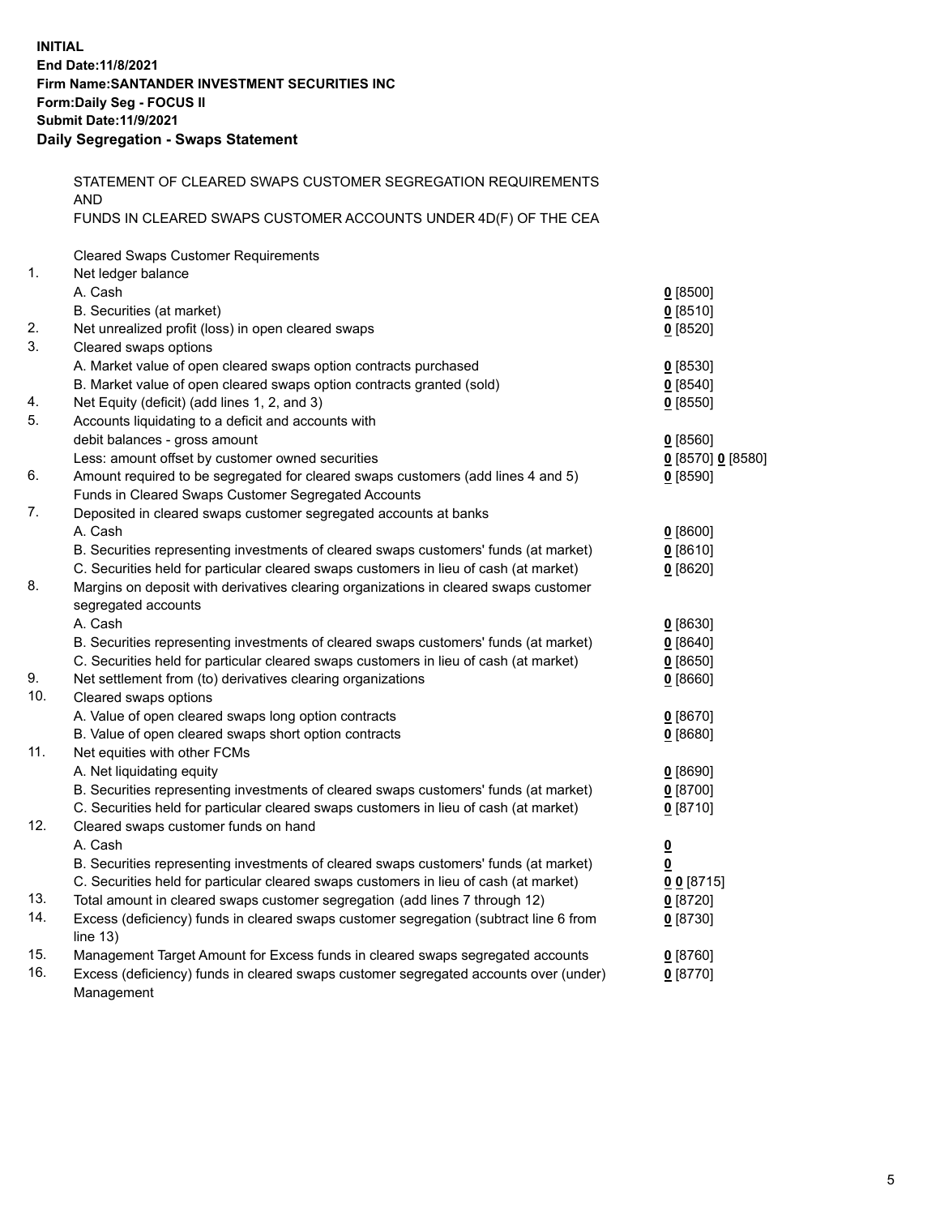**INITIAL**
**End Date:11/8/2021**
**Firm Name:SANTANDER INVESTMENT SECURITIES INC**
**Form:Daily Seg - FOCUS II**
**Submit Date:11/9/2021**
**Daily Segregation - Swaps Statement**

STATEMENT OF CLEARED SWAPS CUSTOMER SEGREGATION REQUIREMENTS AND FUNDS IN CLEARED SWAPS CUSTOMER ACCOUNTS UNDER 4D(F) OF THE CEA

| | | |
|---|---|---|
| | Cleared Swaps Customer Requirements | |
| 1. | Net ledger balance | |
| | A. Cash | 0 [8500] |
| | B. Securities (at market) | 0 [8510] |
| 2. | Net unrealized profit (loss) in open cleared swaps | 0 [8520] |
| 3. | Cleared swaps options | |
| | A. Market value of open cleared swaps option contracts purchased | 0 [8530] |
| | B. Market value of open cleared swaps option contracts granted (sold) | 0 [8540] |
| 4. | Net Equity (deficit) (add lines 1, 2, and 3) | 0 [8550] |
| 5. | Accounts liquidating to a deficit and accounts with debit balances - gross amount | 0 [8560] |
| | Less: amount offset by customer owned securities | 0 [8570] 0 [8580] |
| 6. | Amount required to be segregated for cleared swaps customers (add lines 4 and 5) | 0 [8590] |
| | Funds in Cleared Swaps Customer Segregated Accounts | |
| 7. | Deposited in cleared swaps customer segregated accounts at banks | |
| | A. Cash | 0 [8600] |
| | B. Securities representing investments of cleared swaps customers' funds (at market) | 0 [8610] |
| | C. Securities held for particular cleared swaps customers in lieu of cash (at market) | 0 [8620] |
| 8. | Margins on deposit with derivatives clearing organizations in cleared swaps customer segregated accounts | |
| | A. Cash | 0 [8630] |
| | B. Securities representing investments of cleared swaps customers' funds (at market) | 0 [8640] |
| | C. Securities held for particular cleared swaps customers in lieu of cash (at market) | 0 [8650] |
| 9. | Net settlement from (to) derivatives clearing organizations | 0 [8660] |
| 10. | Cleared swaps options | |
| | A. Value of open cleared swaps long option contracts | 0 [8670] |
| | B. Value of open cleared swaps short option contracts | 0 [8680] |
| 11. | Net equities with other FCMs | |
| | A. Net liquidating equity | 0 [8690] |
| | B. Securities representing investments of cleared swaps customers' funds (at market) | 0 [8700] |
| | C. Securities held for particular cleared swaps customers in lieu of cash (at market) | 0 [8710] |
| 12. | Cleared swaps customer funds on hand | |
| | A. Cash | 0 |
| | B. Securities representing investments of cleared swaps customers' funds (at market) | 0 |
| | C. Securities held for particular cleared swaps customers in lieu of cash (at market) | 0 0 [8715] |
| 13. | Total amount in cleared swaps customer segregation (add lines 7 through 12) | 0 [8720] |
| 14. | Excess (deficiency) funds in cleared swaps customer segregation (subtract line 6 from line 13) | 0 [8730] |
| 15. | Management Target Amount for Excess funds in cleared swaps segregated accounts | 0 [8760] |
| 16. | Excess (deficiency) funds in cleared swaps customer segregated accounts over (under) Management | 0 [8770] |